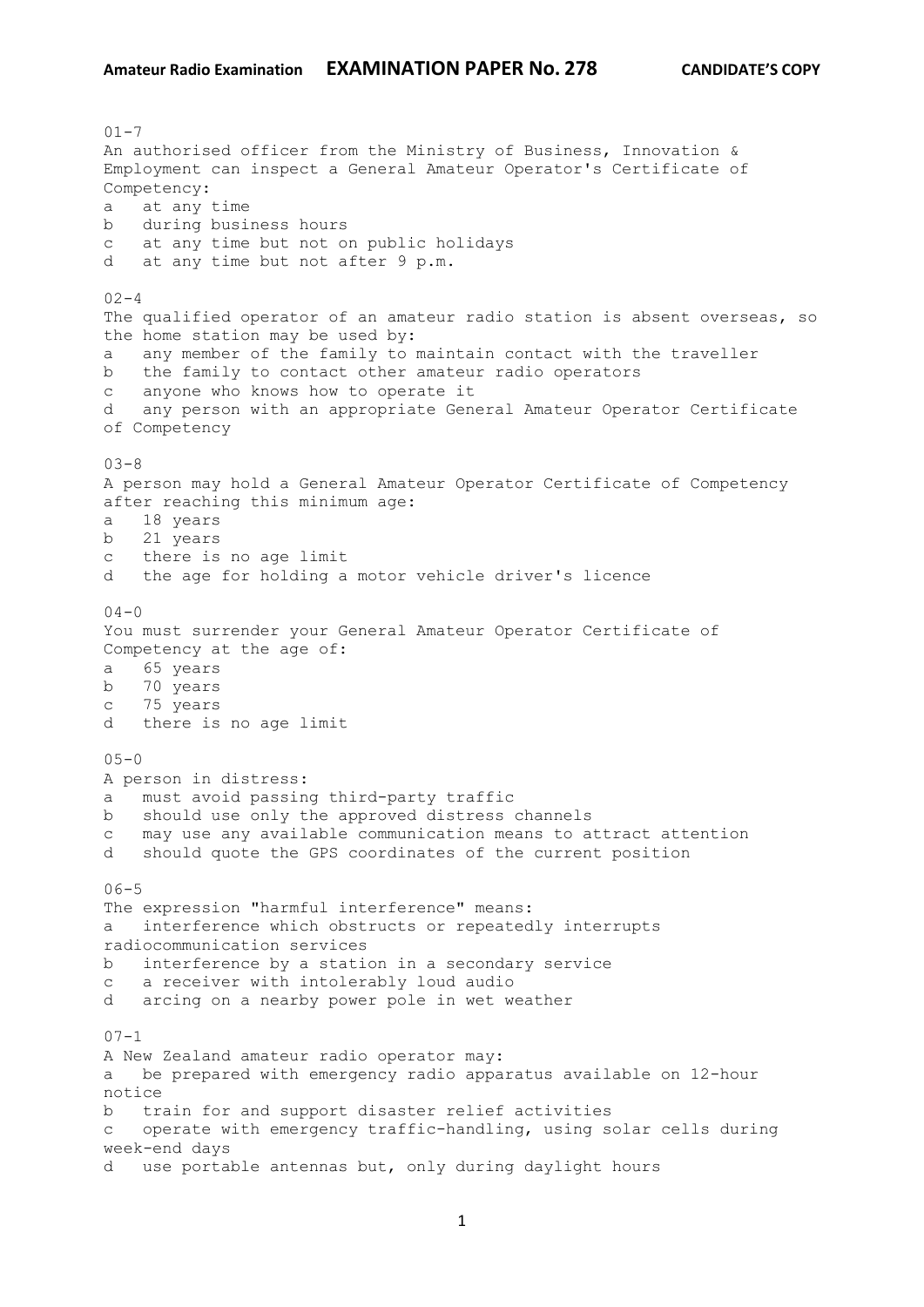**Amateur Radio Examination** **EXAMINATION PAPER No. 278** **CANDIDATE'S COPY**

01-7
An authorised officer from the Ministry of Business, Innovation & Employment can inspect a General Amateur Operator's Certificate of Competency:
a   at any time
b   during business hours
c   at any time but not on public holidays
d   at any time but not after 9 p.m.

02-4
The qualified operator of an amateur radio station is absent overseas, so the home station may be used by:
a   any member of the family to maintain contact with the traveller
b   the family to contact other amateur radio operators
c   anyone who knows how to operate it
d   any person with an appropriate General Amateur Operator Certificate of Competency

03-8
A person may hold a General Amateur Operator Certificate of Competency after reaching this minimum age:
a   18 years
b   21 years
c   there is no age limit
d   the age for holding a motor vehicle driver's licence

04-0
You must surrender your General Amateur Operator Certificate of Competency at the age of:
a   65 years
b   70 years
c   75 years
d   there is no age limit

05-0
A person in distress:
a   must avoid passing third-party traffic
b   should use only the approved distress channels
c   may use any available communication means to attract attention
d   should quote the GPS coordinates of the current position

06-5
The expression "harmful interference" means:
a   interference which obstructs or repeatedly interrupts radiocommunication services
b   interference by a station in a secondary service
c   a receiver with intolerably loud audio
d   arcing on a nearby power pole in wet weather

07-1
A New Zealand amateur radio operator may:
a   be prepared with emergency radio apparatus available on 12-hour notice
b   train for and support disaster relief activities
c   operate with emergency traffic-handling, using solar cells during week-end days
d   use portable antennas but, only during daylight hours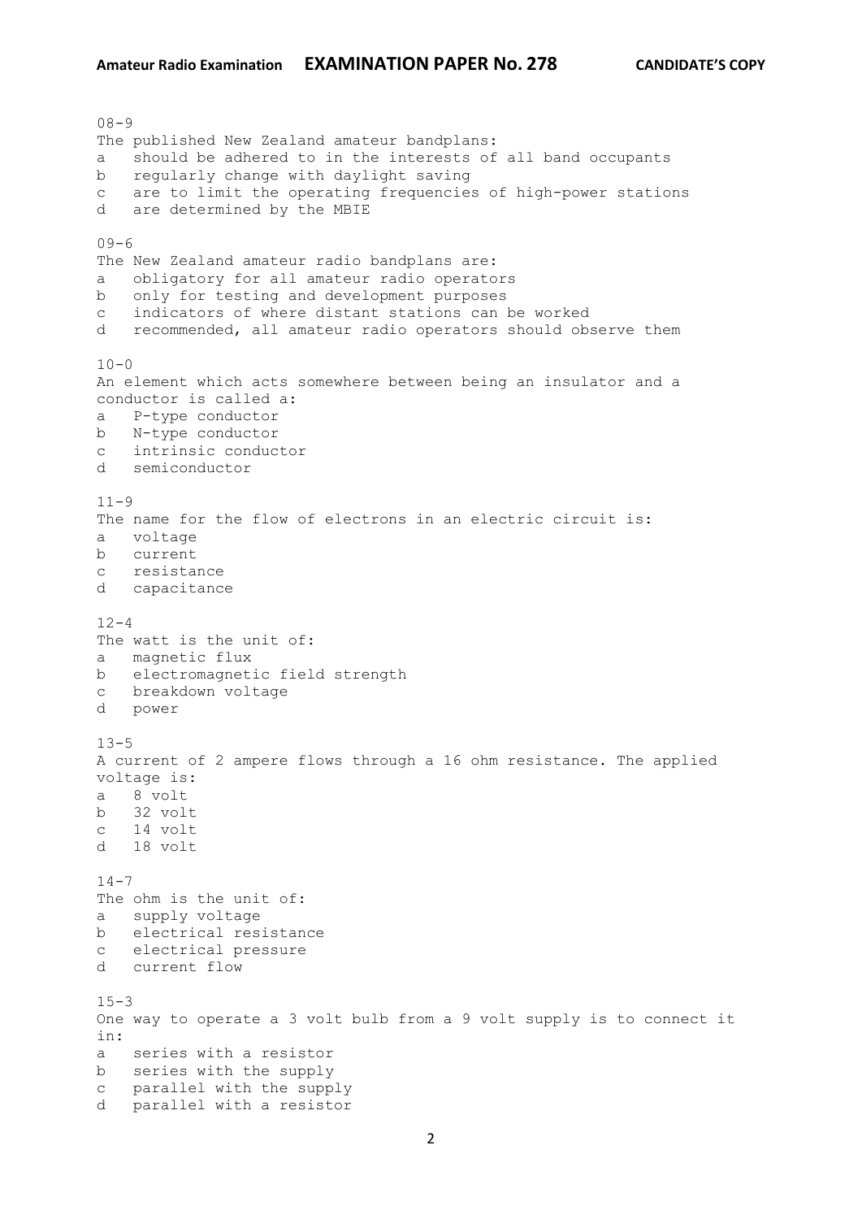08-9
The published New Zealand amateur bandplans:
a should be adhered to in the interests of all band occupants
b regularly change with daylight saving
c are to limit the operating frequencies of high-power stations
d are determined by the MBIE

09-6
The New Zealand amateur radio bandplans are:
a obligatory for all amateur radio operators
b only for testing and development purposes
c indicators of where distant stations can be worked
d recommended, all amateur radio operators should observe them

10-0
An element which acts somewhere between being an insulator and a conductor is called a:
a P-type conductor
b N-type conductor
c intrinsic conductor
d semiconductor

11-9
The name for the flow of electrons in an electric circuit is:
a voltage
b current
c resistance
d capacitance

12-4
The watt is the unit of:
a magnetic flux
b electromagnetic field strength
c breakdown voltage
d power

13-5
A current of 2 ampere flows through a 16 ohm resistance. The applied voltage is:
a 8 volt
b 32 volt
c 14 volt
d 18 volt

14-7
The ohm is the unit of:
a supply voltage
b electrical resistance
c electrical pressure
d current flow

15-3
One way to operate a 3 volt bulb from a 9 volt supply is to connect it in:
a series with a resistor
b series with the supply
c parallel with the supply
d parallel with a resistor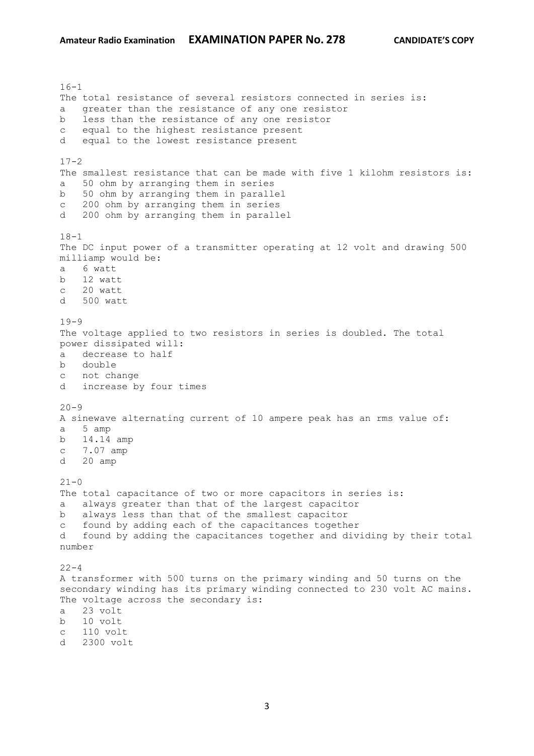16-1
The total resistance of several resistors connected in series is:
a   greater than the resistance of any one resistor
b   less than the resistance of any one resistor
c   equal to the highest resistance present
d   equal to the lowest resistance present

17-2
The smallest resistance that can be made with five 1 kilohm resistors is:
a   50 ohm by arranging them in series
b   50 ohm by arranging them in parallel
c   200 ohm by arranging them in series
d   200 ohm by arranging them in parallel

18-1
The DC input power of a transmitter operating at 12 volt and drawing 500 milliamp would be:
a   6 watt
b   12 watt
c   20 watt
d   500 watt

19-9
The voltage applied to two resistors in series is doubled. The total power dissipated will:
a   decrease to half
b   double
c   not change
d   increase by four times

20-9
A sinewave alternating current of 10 ampere peak has an rms value of:
a   5 amp
b   14.14 amp
c   7.07 amp
d   20 amp

21-0
The total capacitance of two or more capacitors in series is:
a   always greater than that of the largest capacitor
b   always less than that of the smallest capacitor
c   found by adding each of the capacitances together
d   found by adding the capacitances together and dividing by their total number

22-4
A transformer with 500 turns on the primary winding and 50 turns on the secondary winding has its primary winding connected to 230 volt AC mains. The voltage across the secondary is:
a   23 volt
b   10 volt
c   110 volt
d   2300 volt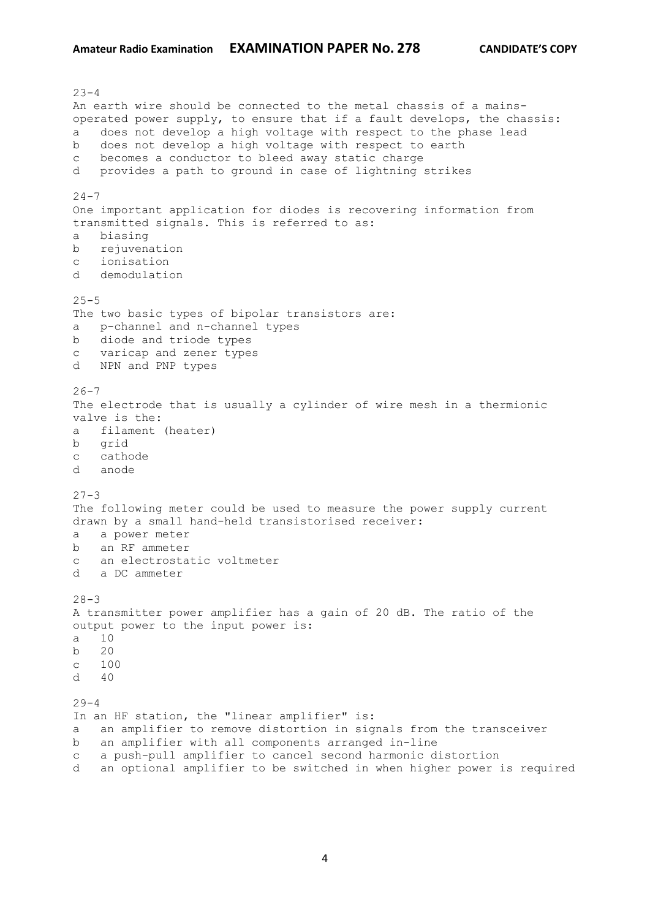23-4
An earth wire should be connected to the metal chassis of a mains-operated power supply, to ensure that if a fault develops, the chassis:
a does not develop a high voltage with respect to the phase lead
b does not develop a high voltage with respect to earth
c becomes a conductor to bleed away static charge
d provides a path to ground in case of lightning strikes

24-7
One important application for diodes is recovering information from transmitted signals. This is referred to as:
a biasing
b rejuvenation
c ionisation
d demodulation

25-5
The two basic types of bipolar transistors are:
a p-channel and n-channel types
b diode and triode types
c varicap and zener types
d NPN and PNP types

26-7
The electrode that is usually a cylinder of wire mesh in a thermionic valve is the:
a filament (heater)
b grid
c cathode
d anode

27-3
The following meter could be used to measure the power supply current drawn by a small hand-held transistorised receiver:
a a power meter
b an RF ammeter
c an electrostatic voltmeter
d a DC ammeter

28-3
A transmitter power amplifier has a gain of 20 dB. The ratio of the output power to the input power is:
a 10
b 20
c 100
d 40

29-4
In an HF station, the "linear amplifier" is:
a an amplifier to remove distortion in signals from the transceiver
b an amplifier with all components arranged in-line
c a push-pull amplifier to cancel second harmonic distortion
d an optional amplifier to be switched in when higher power is required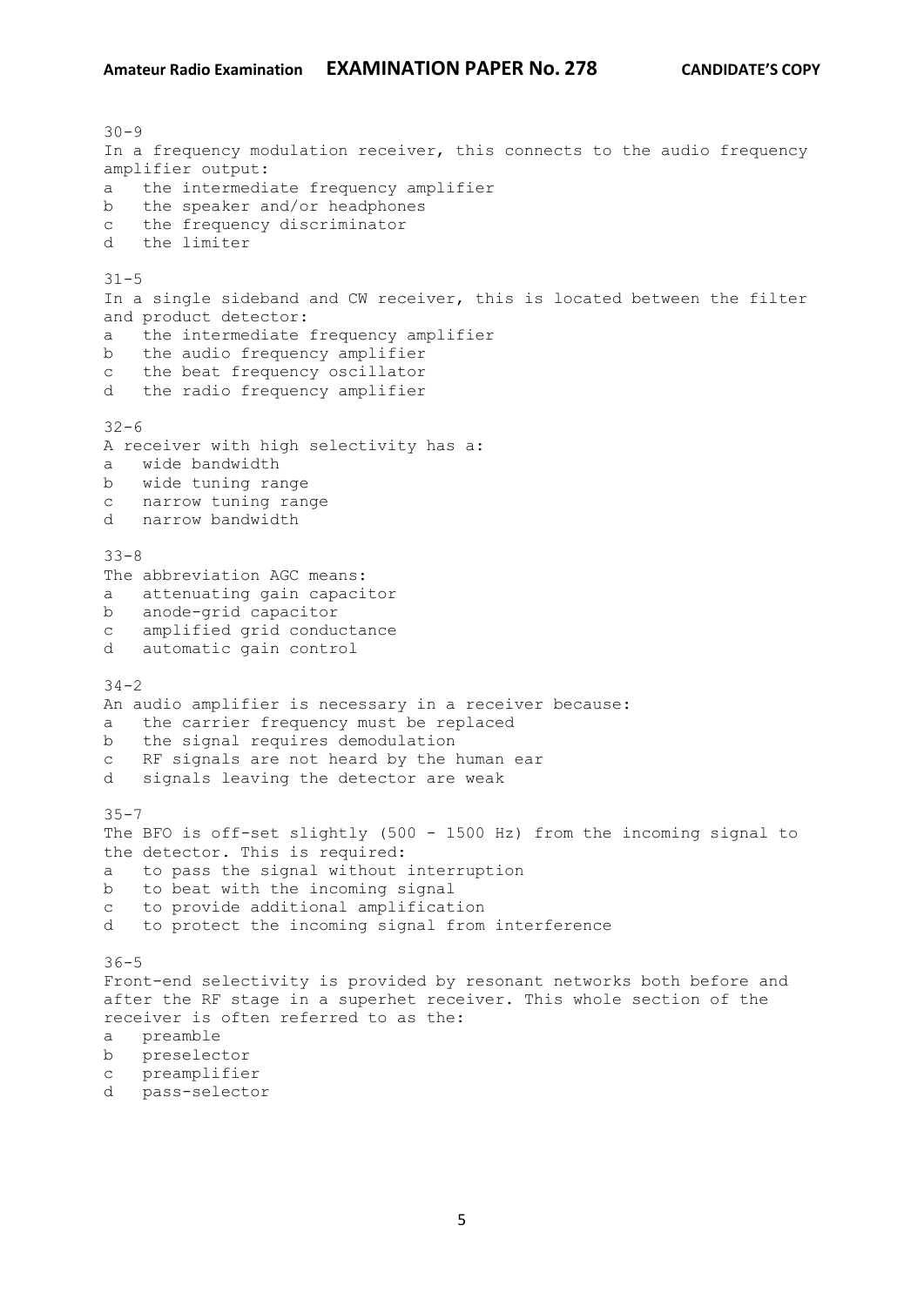30-9
In a frequency modulation receiver, this connects to the audio frequency amplifier output:

a the intermediate frequency amplifier
b the speaker and/or headphones
c the frequency discriminator
d the limiter

31-5
In a single sideband and CW receiver, this is located between the filter and product detector:

a the intermediate frequency amplifier
b the audio frequency amplifier
c the beat frequency oscillator
d the radio frequency amplifier

32-6
A receiver with high selectivity has a:

a wide bandwidth
b wide tuning range
c narrow tuning range
d narrow bandwidth

33-8
The abbreviation AGC means:

a attenuating gain capacitor
b anode-grid capacitor
c amplified grid conductance
d automatic gain control

34-2
An audio amplifier is necessary in a receiver because:

a the carrier frequency must be replaced
b the signal requires demodulation
c RF signals are not heard by the human ear
d signals leaving the detector are weak

35-7
The BFO is off-set slightly (500 - 1500 Hz) from the incoming signal to the detector. This is required:

a to pass the signal without interruption
b to beat with the incoming signal
c to provide additional amplification
d to protect the incoming signal from interference

36-5
Front-end selectivity is provided by resonant networks both before and after the RF stage in a superhet receiver. This whole section of the receiver is often referred to as the:

a preamble
b preselector
c preamplifier
d pass-selector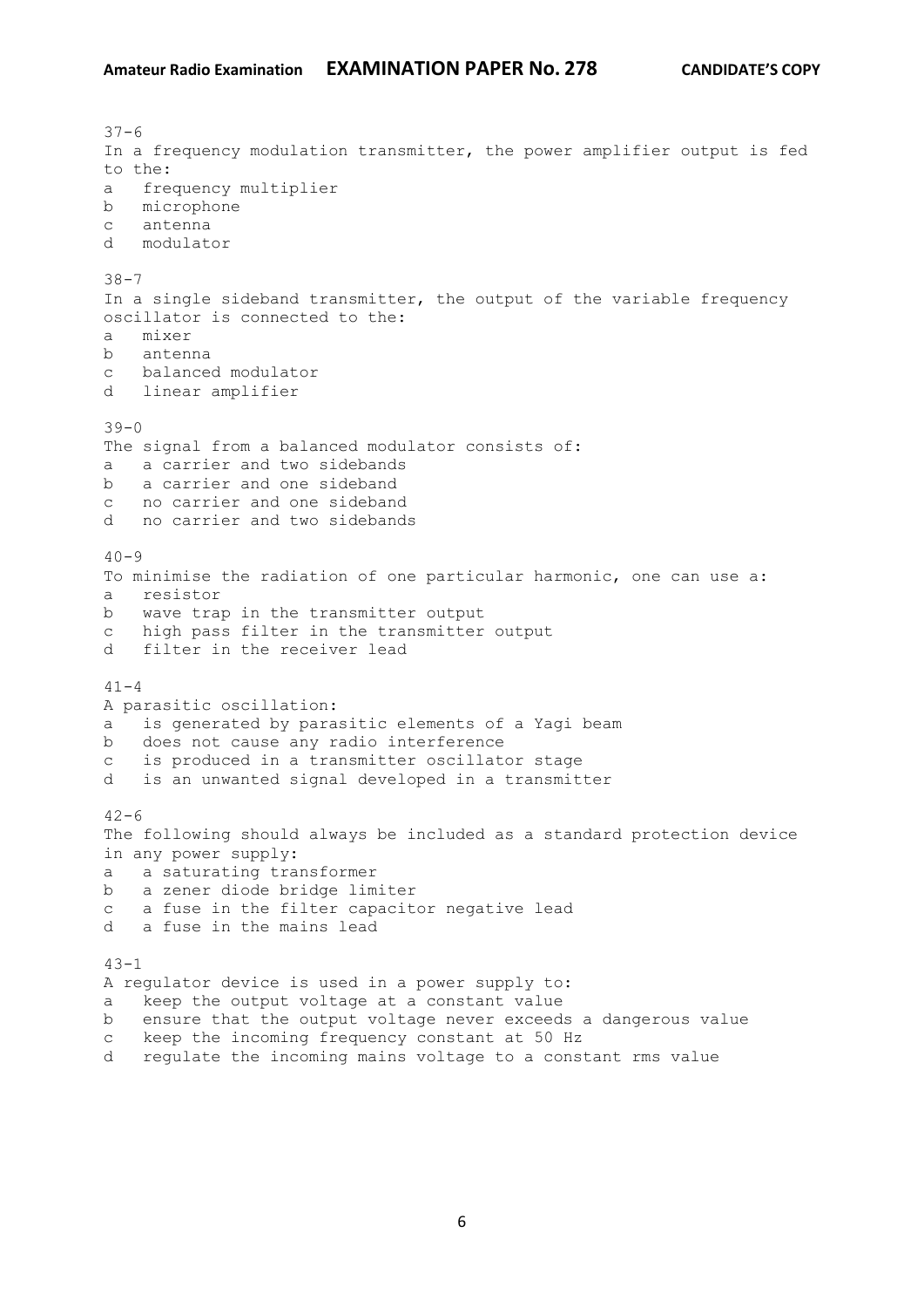37-6
In a frequency modulation transmitter, the power amplifier output is fed to the:

a frequency multiplier
b microphone
c antenna
d modulator

38-7
In a single sideband transmitter, the output of the variable frequency oscillator is connected to the:

a mixer
b antenna
c balanced modulator
d linear amplifier

39-0
The signal from a balanced modulator consists of:

a a carrier and two sidebands
b a carrier and one sideband
c no carrier and one sideband
d no carrier and two sidebands

40-9
To minimise the radiation of one particular harmonic, one can use a:

a resistor
b wave trap in the transmitter output
c high pass filter in the transmitter output
d filter in the receiver lead

41-4
A parasitic oscillation:

a is generated by parasitic elements of a Yagi beam
b does not cause any radio interference
c is produced in a transmitter oscillator stage
d is an unwanted signal developed in a transmitter

42-6
The following should always be included as a standard protection device in any power supply:

a a saturating transformer
b a zener diode bridge limiter
c a fuse in the filter capacitor negative lead
d a fuse in the mains lead

43-1
A regulator device is used in a power supply to:

a keep the output voltage at a constant value
b ensure that the output voltage never exceeds a dangerous value
c keep the incoming frequency constant at 50 Hz
d regulate the incoming mains voltage to a constant rms value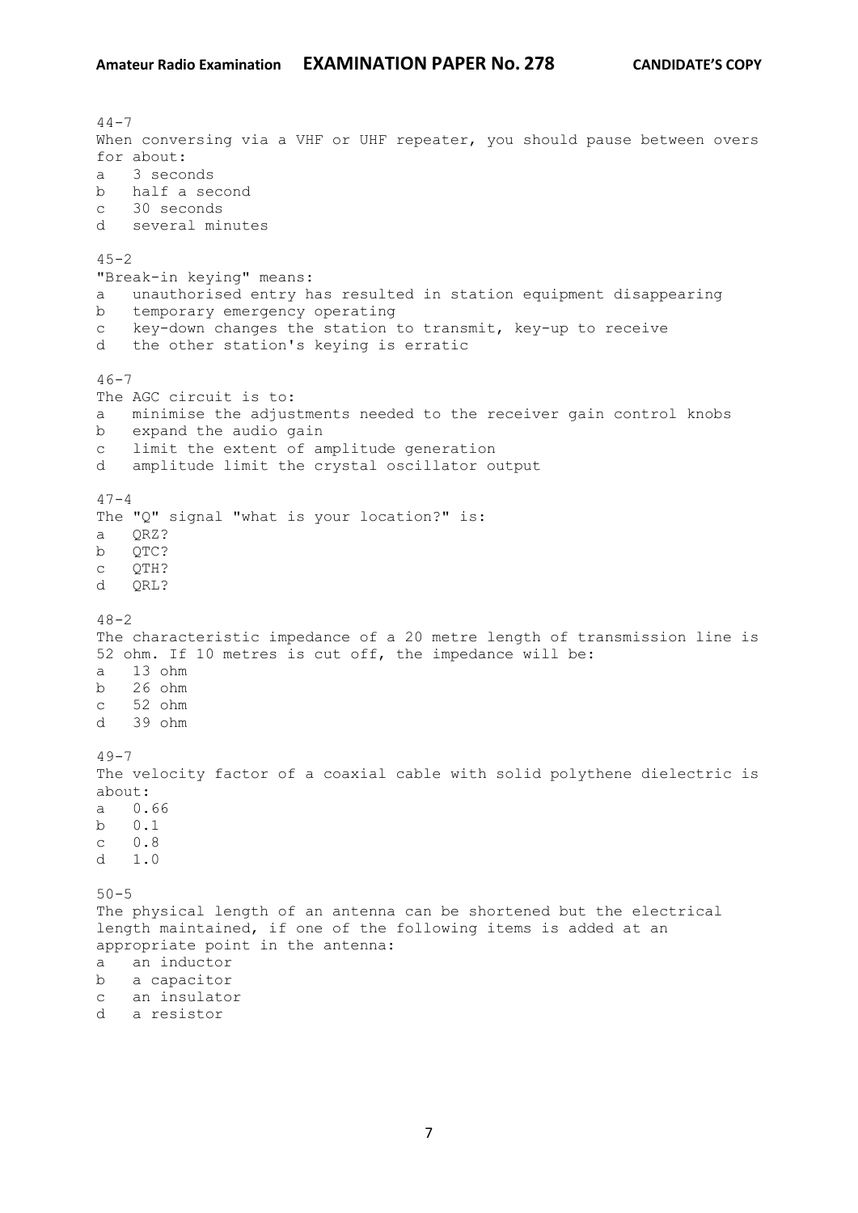44-7
When conversing via a VHF or UHF repeater, you should pause between overs for about:

a   3 seconds
b   half a second
c   30 seconds
d   several minutes

45-2
"Break-in keying" means:

a   unauthorised entry has resulted in station equipment disappearing
b   temporary emergency operating
c   key-down changes the station to transmit, key-up to receive
d   the other station's keying is erratic

46-7
The AGC circuit is to:

a   minimise the adjustments needed to the receiver gain control knobs
b   expand the audio gain
c   limit the extent of amplitude generation
d   amplitude limit the crystal oscillator output

47-4
The "Q" signal "what is your location?" is:

a   QRZ?
b   QTC?
c   QTH?
d   QRL?

48-2
The characteristic impedance of a 20 metre length of transmission line is 52 ohm. If 10 metres is cut off, the impedance will be:

a   13 ohm
b   26 ohm
c   52 ohm
d   39 ohm

49-7
The velocity factor of a coaxial cable with solid polythene dielectric is about:

a   0.66
b   0.1
c   0.8
d   1.0

50-5
The physical length of an antenna can be shortened but the electrical length maintained, if one of the following items is added at an appropriate point in the antenna:

a   an inductor
b   a capacitor
c   an insulator
d   a resistor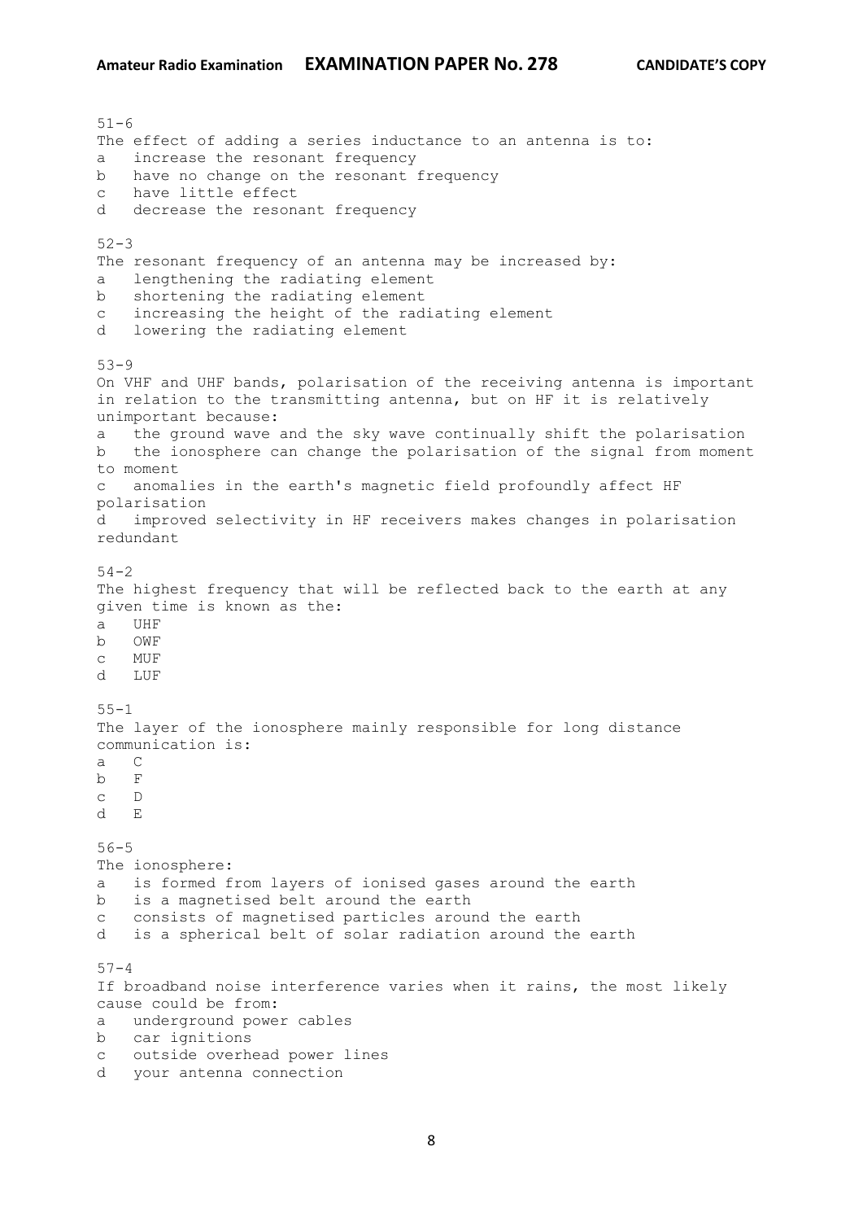51-6
The effect of adding a series inductance to an antenna is to:
a   increase the resonant frequency
b   have no change on the resonant frequency
c   have little effect
d   decrease the resonant frequency

52-3
The resonant frequency of an antenna may be increased by:
a   lengthening the radiating element
b   shortening the radiating element
c   increasing the height of the radiating element
d   lowering the radiating element

53-9
On VHF and UHF bands, polarisation of the receiving antenna is important in relation to the transmitting antenna, but on HF it is relatively unimportant because:
a   the ground wave and the sky wave continually shift the polarisation
b   the ionosphere can change the polarisation of the signal from moment to moment
c   anomalies in the earth's magnetic field profoundly affect HF polarisation
d   improved selectivity in HF receivers makes changes in polarisation redundant

54-2
The highest frequency that will be reflected back to the earth at any given time is known as the:
a   UHF
b   OWF
c   MUF
d   LUF

55-1
The layer of the ionosphere mainly responsible for long distance communication is:
a   C
b   F
c   D
d   E

56-5
The ionosphere:
a   is formed from layers of ionised gases around the earth
b   is a magnetised belt around the earth
c   consists of magnetised particles around the earth
d   is a spherical belt of solar radiation around the earth

57-4
If broadband noise interference varies when it rains, the most likely cause could be from:
a   underground power cables
b   car ignitions
c   outside overhead power lines
d   your antenna connection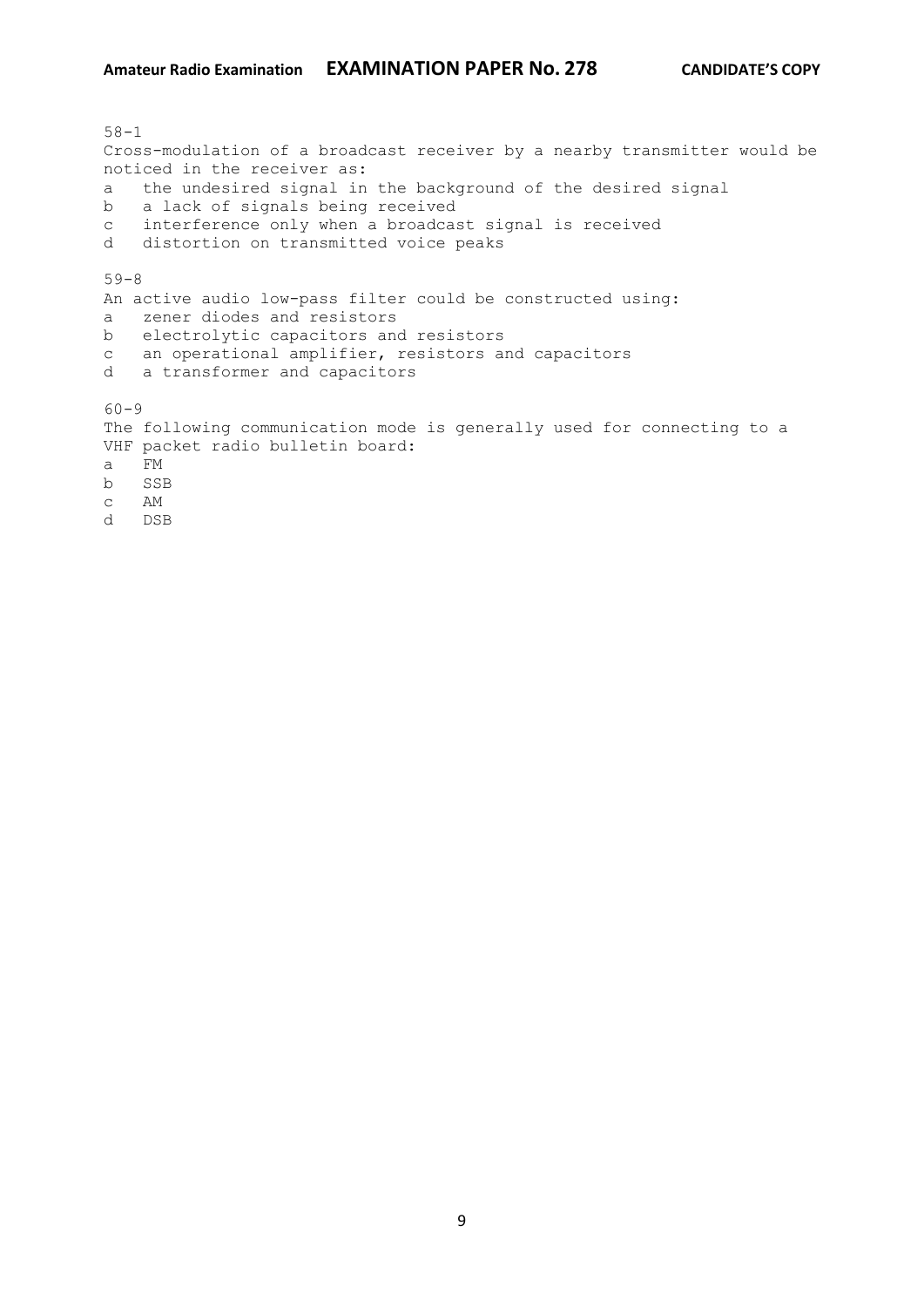58-1
Cross-modulation of a broadcast receiver by a nearby transmitter would be noticed in the receiver as:
a the undesired signal in the background of the desired signal
b a lack of signals being received
c interference only when a broadcast signal is received
d distortion on transmitted voice peaks

59-8
An active audio low-pass filter could be constructed using:
a zener diodes and resistors
b electrolytic capacitors and resistors
c an operational amplifier, resistors and capacitors
d a transformer and capacitors

60-9
The following communication mode is generally used for connecting to a VHF packet radio bulletin board:
a FM
b SSB
c AM
d DSB